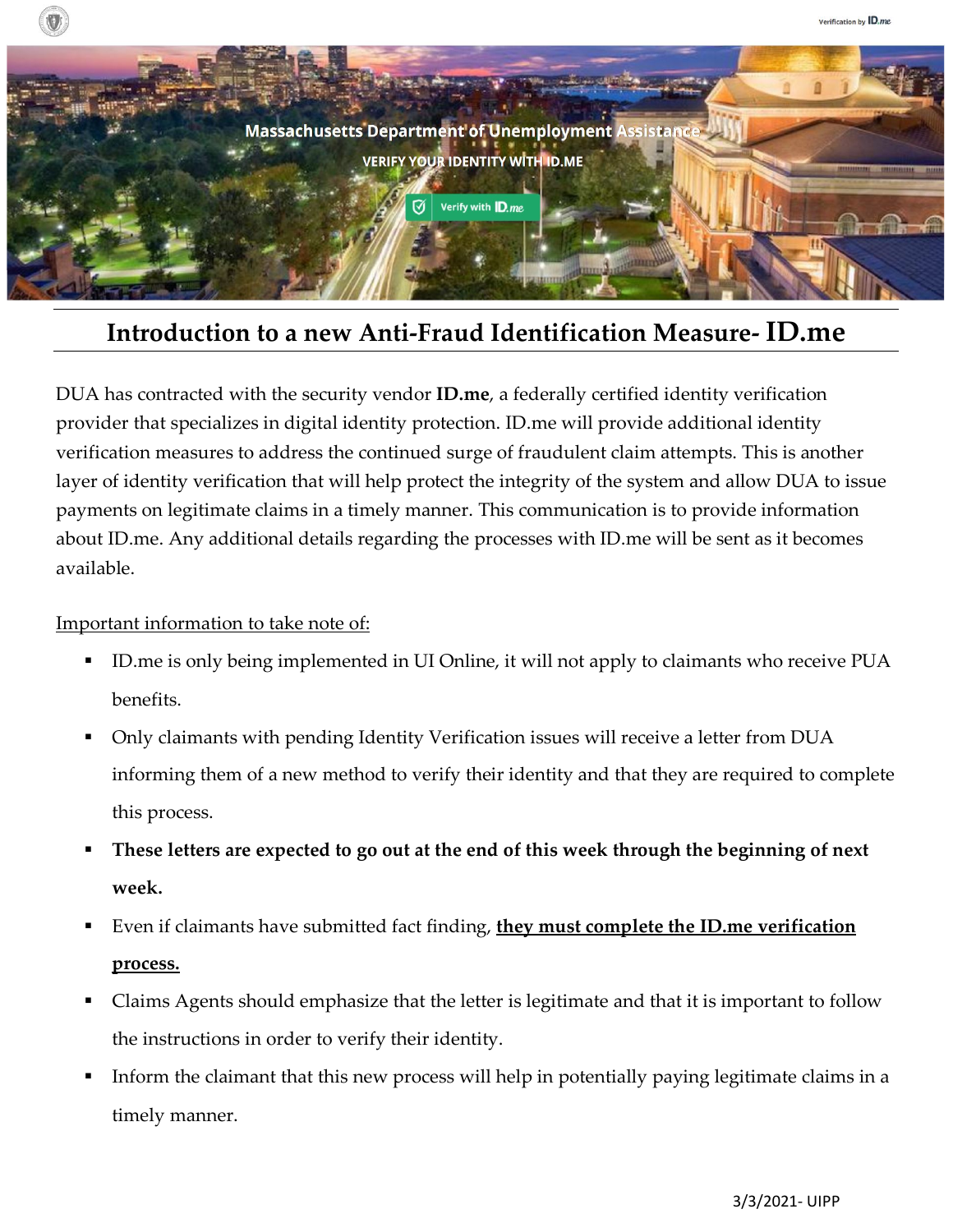Massachusetts Department of Unemployment Assistance

VERIFY YOUR IDENTITY WITH ID.ME

# Introduction to a new Anti-Fraud Identification Measure- ID.me

DUA has contracted with the security vendor **ID.me**, a federally certified identity verification provider that specializes in digital identity protection. ID.me will provide additional identity verification measures to address the continued surge of fraudulent claim attempts. This is another layer of identity verification that will help protect the integrity of the system and allow DUA to issue payments on legitimate claims in a timely manner. This communication is to provide information about ID.me. Any additional details regarding the processes with ID.me will be sent as it becomes available.

<u>Important information to take note of:</u>

- ID.me is only being implemented in UI Online, it will not apply to claimants who receive PUA benefits.
- Only claimants with pending Identity Verification issues will receive a letter from DUA informing them of a new method to verify their identity and that they are required to complete this process.
- **These letters are expected to go out at the end of this week through the beginning of next week.**
- Even if claimants have submitted fact finding, **<u>they must complete the ID.me verification process.</u>**
- Claims Agents should emphasize that the letter is legitimate and that it is important to follow the instructions in order to verify their identity.
- Inform the claimant that this new process will help in potentially paying legitimate claims in a timely manner.

3/3/2021- UIPP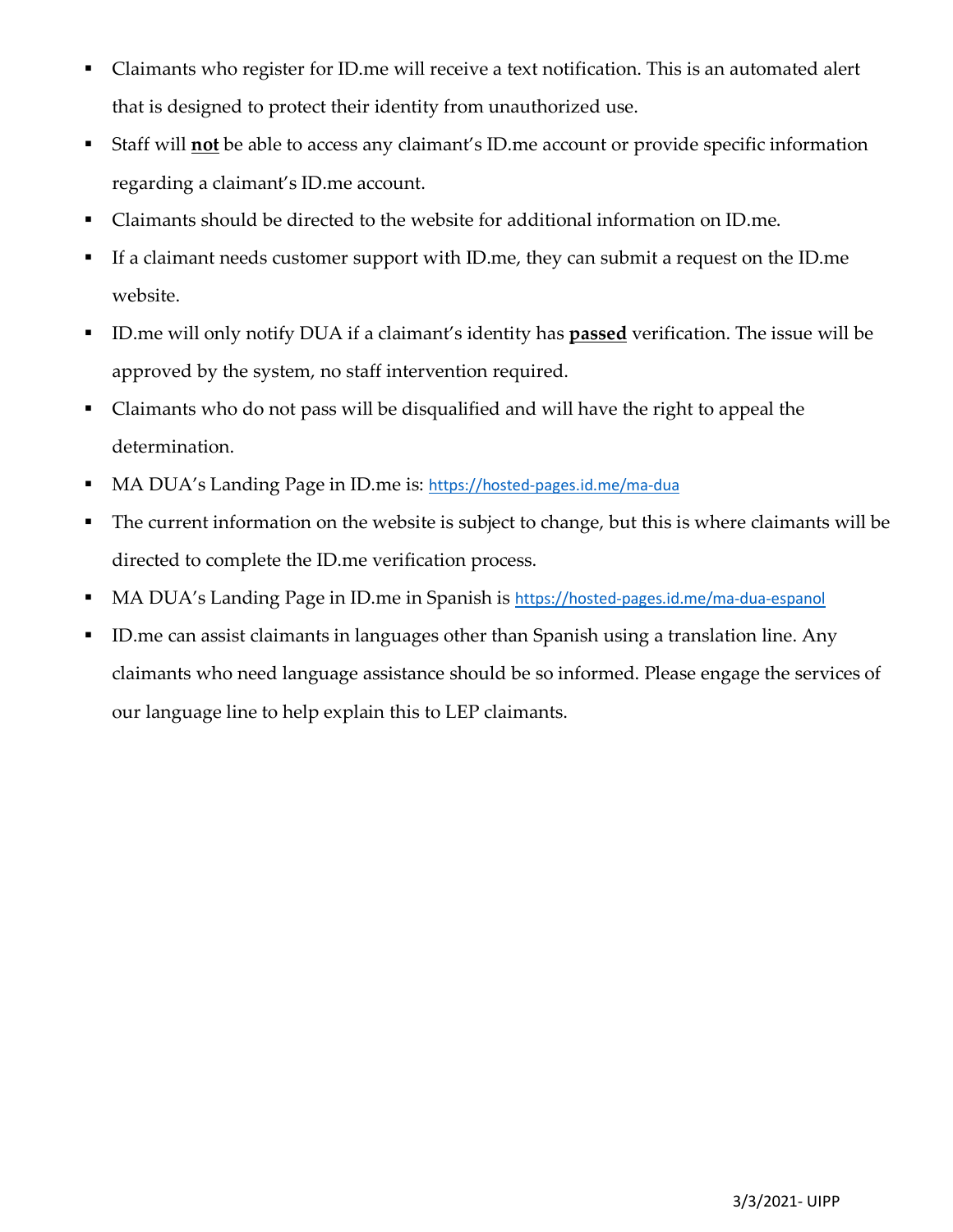- Claimants who register for ID.me will receive a text notification. This is an automated alert that is designed to protect their identity from unauthorized use.
- Staff will **not** be able to access any claimant's ID.me account or provide specific information regarding a claimant's ID.me account.
- Claimants should be directed to the website for additional information on ID.me.
- If a claimant needs customer support with ID.me, they can submit a request on the ID.me website.
- ID.me will only notify DUA if a claimant's identity has **passed** verification. The issue will be approved by the system, no staff intervention required.
- Claimants who do not pass will be disqualified and will have the right to appeal the determination.
- MA DUA's Landing Page in ID.me is: https://hosted-pages.id.me/ma-dua
- The current information on the website is subject to change, but this is where claimants will be directed to complete the ID.me verification process.
- MA DUA's Landing Page in ID.me in Spanish is https://hosted-pages.id.me/ma-dua-espanol
- ID.me can assist claimants in languages other than Spanish using a translation line. Any claimants who need language assistance should be so informed. Please engage the services of our language line to help explain this to LEP claimants.

3/3/2021- UIPP